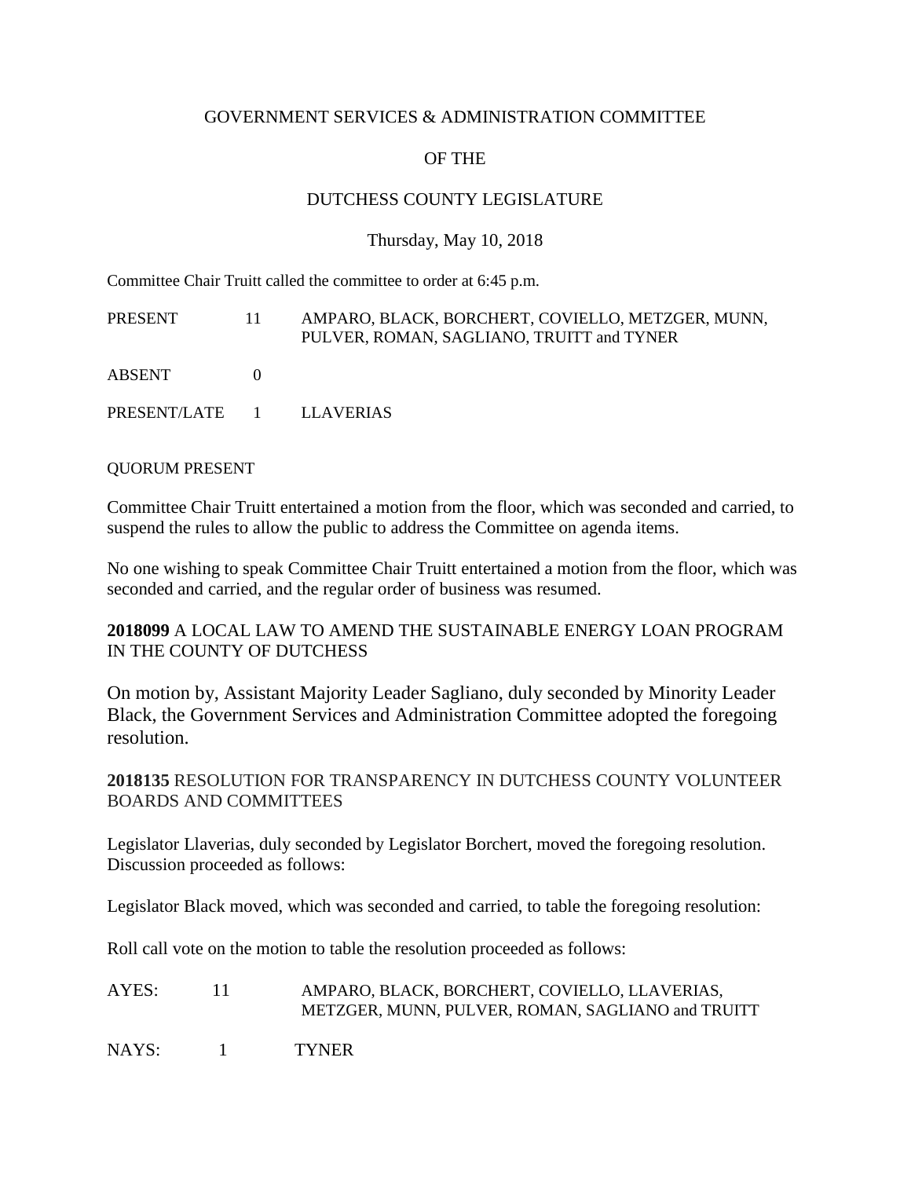GOVERNMENT SERVICES & ADMINISTRATION COMMITTEE

OF THE

DUTCHESS COUNTY LEGISLATURE

Thursday, May 10, 2018

Committee Chair Truitt called the committee to order at 6:45 p.m.

| | | |
|---|---|---|
| PRESENT | 11 | AMPARO, BLACK, BORCHERT, COVIELLO, METZGER, MUNN, PULVER, ROMAN, SAGLIANO, TRUITT and TYNER |
| ABSENT | 0 | |
| PRESENT/LATE | 1 | LLAVERIAS |

QUORUM PRESENT

Committee Chair Truitt entertained a motion from the floor, which was seconded and carried, to suspend the rules to allow the public to address the Committee on agenda items.

No one wishing to speak Committee Chair Truitt entertained a motion from the floor, which was seconded and carried, and the regular order of business was resumed.

**2018099** A LOCAL LAW TO AMEND THE SUSTAINABLE ENERGY LOAN PROGRAM IN THE COUNTY OF DUTCHESS

On motion by, Assistant Majority Leader Sagliano, duly seconded by Minority Leader Black, the Government Services and Administration Committee adopted the foregoing resolution.

**2018135** RESOLUTION FOR TRANSPARENCY IN DUTCHESS COUNTY VOLUNTEER BOARDS AND COMMITTEES

Legislator Llaverias, duly seconded by Legislator Borchert, moved the foregoing resolution. Discussion proceeded as follows:

Legislator Black moved, which was seconded and carried, to table the foregoing resolution:

Roll call vote on the motion to table the resolution proceeded as follows:

| | | |
|---|---|---|
| AYES: | 11 | AMPARO, BLACK, BORCHERT, COVIELLO, LLAVERIAS, METZGER, MUNN, PULVER, ROMAN, SAGLIANO and TRUITT |
| NAYS: | 1 | TYNER |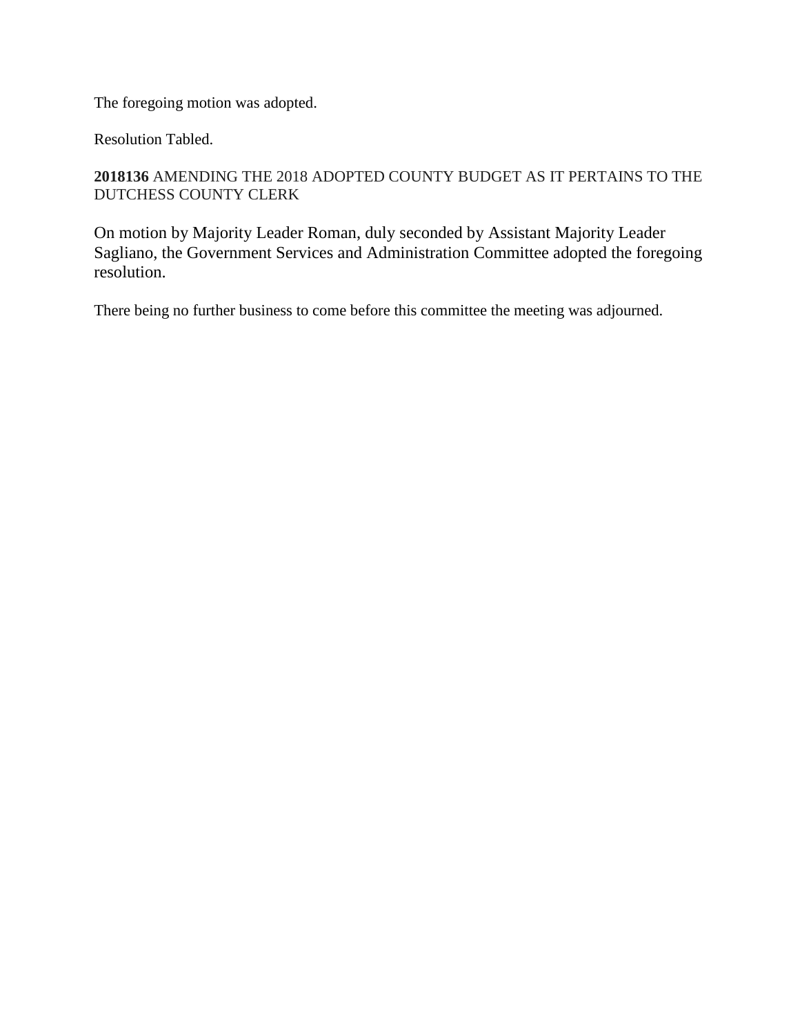The foregoing motion was adopted.

Resolution Tabled.

**2018136** AMENDING THE 2018 ADOPTED COUNTY BUDGET AS IT PERTAINS TO THE DUTCHESS COUNTY CLERK

On motion by Majority Leader Roman, duly seconded by Assistant Majority Leader Sagliano, the Government Services and Administration Committee adopted the foregoing resolution.

There being no further business to come before this committee the meeting was adjourned.